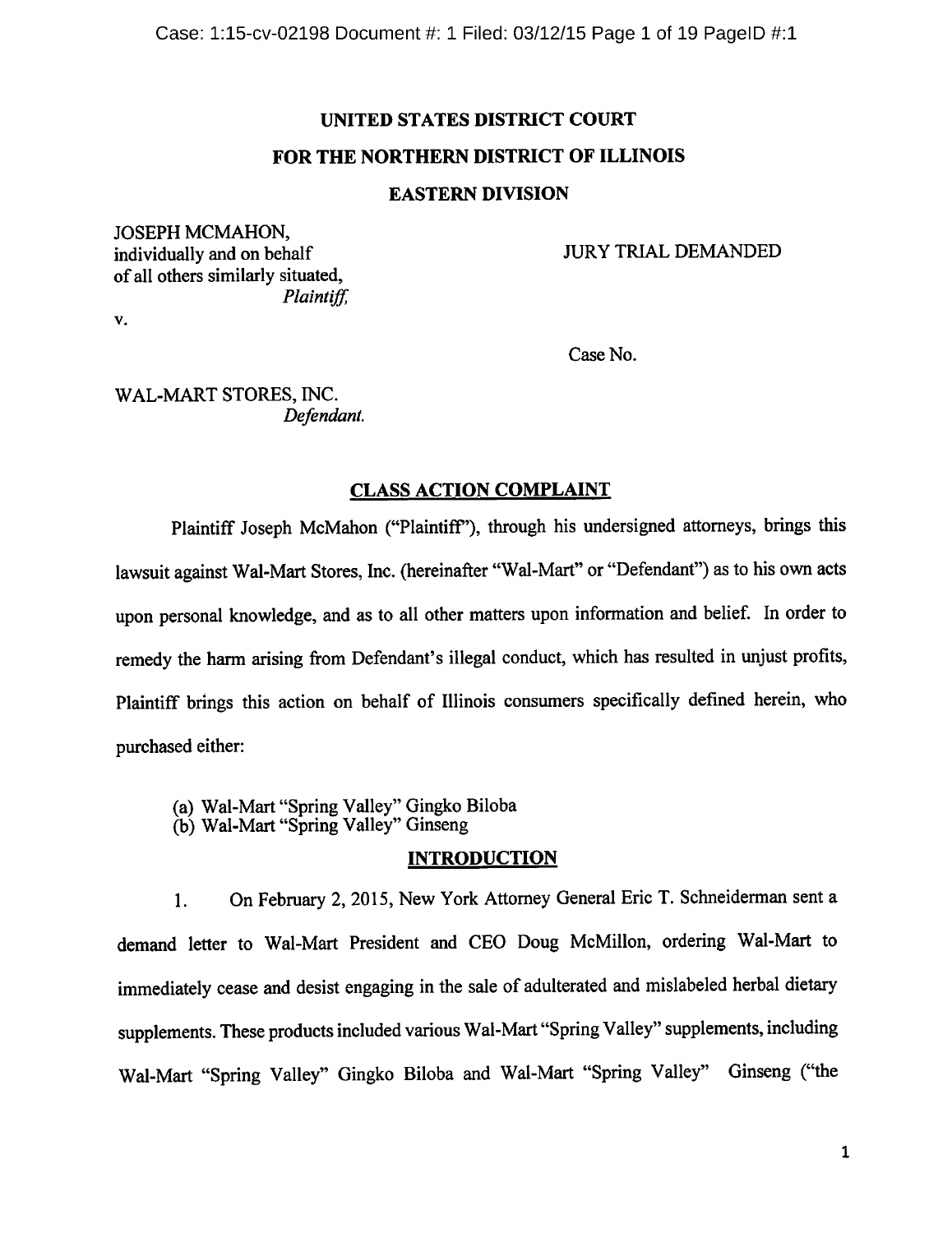# UNITED STATES DISTRICT COURT

# FOR THE NORTHERN DISTRICT OF ILLINOIS

# EASTERN DIVISION

JOSEPH MCMAHON,
individually and on behalf
of all others similarly situated,
*Plaintiff,*

JURY TRIAL DEMANDED

v.

Case No.

WAL-MART STORES, INC.
*Defendant.*

## CLASS ACTION COMPLAINT

Plaintiff Joseph McMahon ("Plaintiff"), through his undersigned attorneys, brings this lawsuit against Wal-Mart Stores, Inc. (hereinafter "Wal-Mart" or "Defendant") as to his own acts upon personal knowledge, and as to all other matters upon information and belief. In order to remedy the harm arising from Defendant's illegal conduct, which has resulted in unjust profits, Plaintiff brings this action on behalf of Illinois consumers specifically defined herein, who purchased either:

(a) Wal-Mart "Spring Valley" Gingko Biloba
(b) Wal-Mart "Spring Valley" Ginseng

## INTRODUCTION

1. On February 2, 2015, New York Attorney General Eric T. Schneiderman sent a demand letter to Wal-Mart President and CEO Doug McMillon, ordering Wal-Mart to immediately cease and desist engaging in the sale of adulterated and mislabeled herbal dietary supplements. These products included various Wal-Mart "Spring Valley" supplements, including Wal-Mart "Spring Valley" Gingko Biloba and Wal-Mart "Spring Valley" Ginseng ("the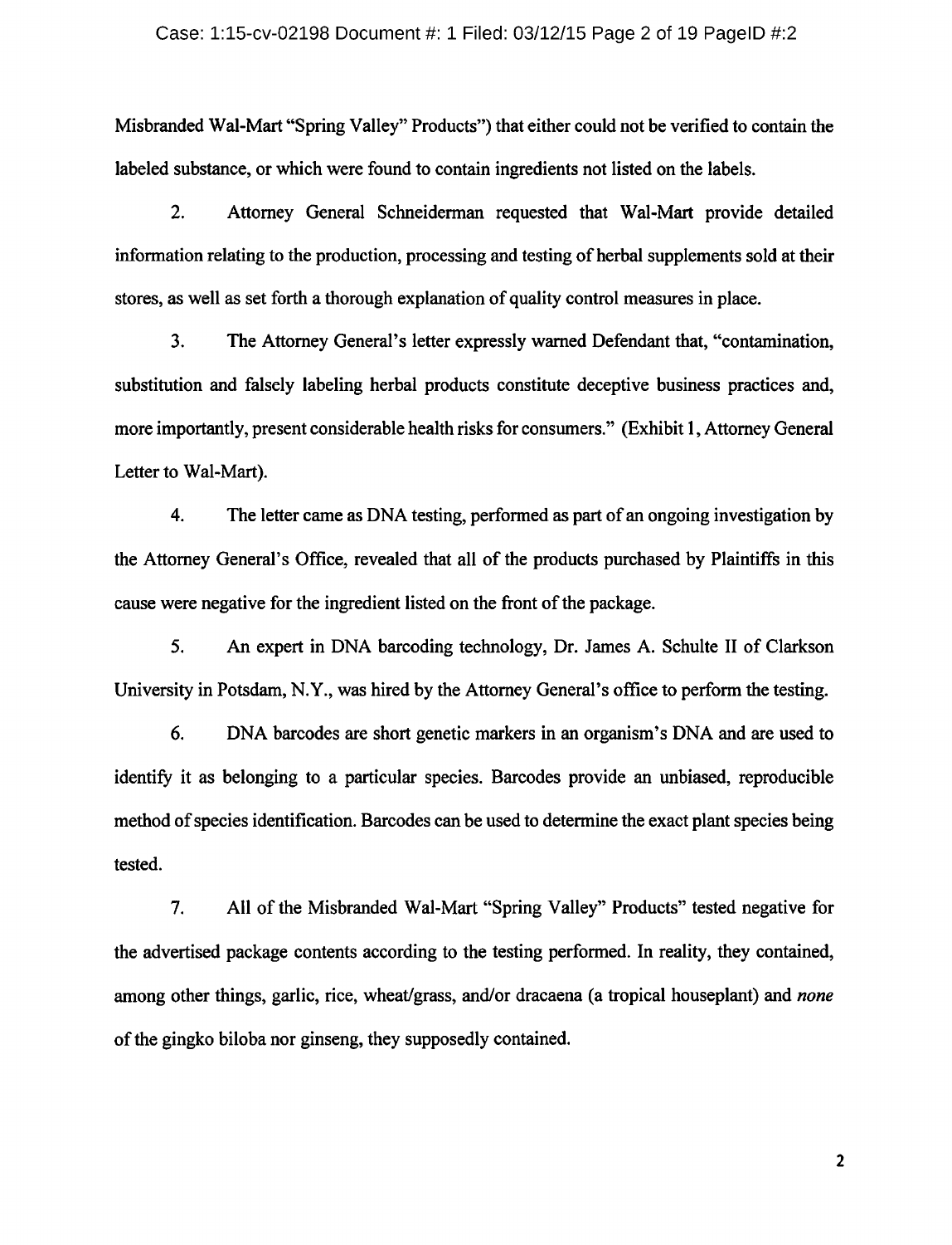Misbranded Wal-Mart "Spring Valley" Products") that either could not be verified to contain the labeled substance, or which were found to contain ingredients not listed on the labels.

2. Attorney General Schneiderman requested that Wal-Mart provide detailed information relating to the production, processing and testing of herbal supplements sold at their stores, as well as set forth a thorough explanation of quality control measures in place.

3. The Attorney General's letter expressly warned Defendant that, "contamination, substitution and falsely labeling herbal products constitute deceptive business practices and, more importantly, present considerable health risks for consumers." (Exhibit 1, Attorney General Letter to Wal-Mart).

4. The letter came as DNA testing, performed as part of an ongoing investigation by the Attorney General's Office, revealed that all of the products purchased by Plaintiffs in this cause were negative for the ingredient listed on the front of the package.

5. An expert in DNA barcoding technology, Dr. James A. Schulte II of Clarkson University in Potsdam, N.Y., was hired by the Attorney General's office to perform the testing.

6. DNA barcodes are short genetic markers in an organism's DNA and are used to identify it as belonging to a particular species. Barcodes provide an unbiased, reproducible method of species identification. Barcodes can be used to determine the exact plant species being tested.

7. All of the Misbranded Wal-Mart "Spring Valley" Products" tested negative for the advertised package contents according to the testing performed. In reality, they contained, among other things, garlic, rice, wheat/grass, and/or dracaena (a tropical houseplant) and *none* of the gingko biloba nor ginseng, they supposedly contained.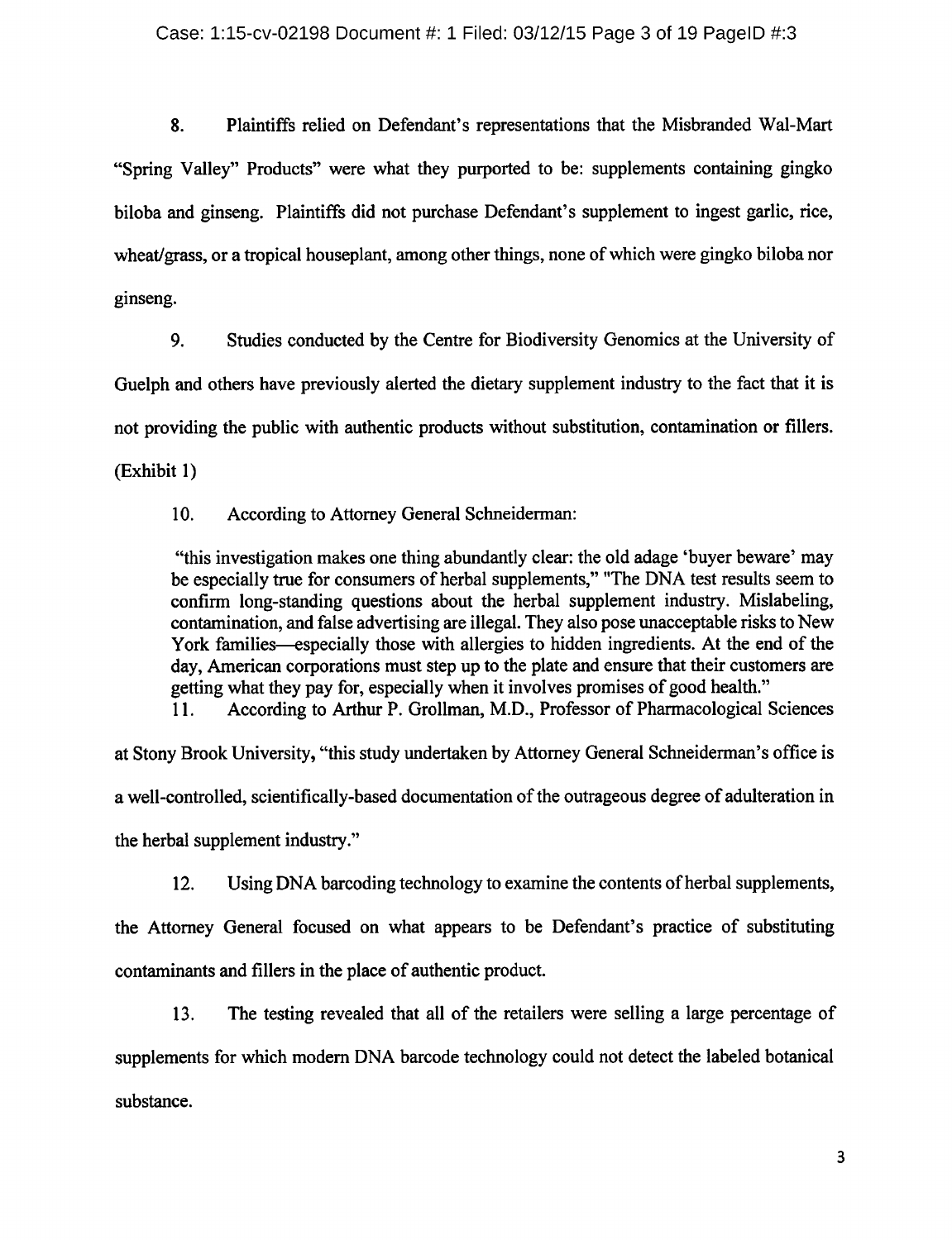8. Plaintiffs relied on Defendant's representations that the Misbranded Wal-Mart "Spring Valley" Products" were what they purported to be: supplements containing gingko biloba and ginseng. Plaintiffs did not purchase Defendant's supplement to ingest garlic, rice, wheat/grass, or a tropical houseplant, among other things, none of which were gingko biloba nor ginseng.

9. Studies conducted by the Centre for Biodiversity Genomics at the University of Guelph and others have previously alerted the dietary supplement industry to the fact that it is not providing the public with authentic products without substitution, contamination or fillers. (Exhibit 1)

10. According to Attorney General Schneiderman:

> "this investigation makes one thing abundantly clear: the old adage 'buyer beware' may be especially true for consumers of herbal supplements," "The DNA test results seem to confirm long-standing questions about the herbal supplement industry. Mislabeling, contamination, and false advertising are illegal. They also pose unacceptable risks to New York families—especially those with allergies to hidden ingredients. At the end of the day, American corporations must step up to the plate and ensure that their customers are getting what they pay for, especially when it involves promises of good health."

11. According to Arthur P. Grollman, M.D., Professor of Pharmacological Sciences at Stony Brook University, "this study undertaken by Attorney General Schneiderman's office is a well-controlled, scientifically-based documentation of the outrageous degree of adulteration in the herbal supplement industry."

12. Using DNA barcoding technology to examine the contents of herbal supplements, the Attorney General focused on what appears to be Defendant's practice of substituting contaminants and fillers in the place of authentic product.

13. The testing revealed that all of the retailers were selling a large percentage of supplements for which modern DNA barcode technology could not detect the labeled botanical substance.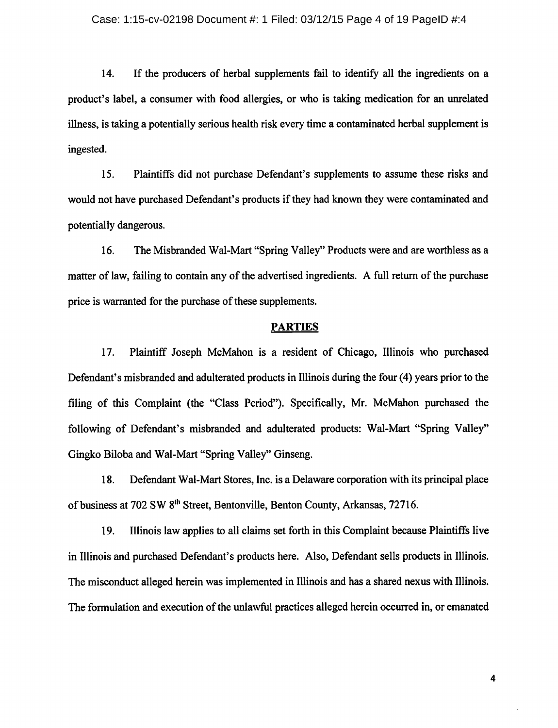14. If the producers of herbal supplements fail to identify all the ingredients on a product's label, a consumer with food allergies, or who is taking medication for an unrelated illness, is taking a potentially serious health risk every time a contaminated herbal supplement is ingested.

15. Plaintiffs did not purchase Defendant's supplements to assume these risks and would not have purchased Defendant's products if they had known they were contaminated and potentially dangerous.

16. The Misbranded Wal-Mart "Spring Valley" Products were and are worthless as a matter of law, failing to contain any of the advertised ingredients. A full return of the purchase price is warranted for the purchase of these supplements.

## PARTIES

17. Plaintiff Joseph McMahon is a resident of Chicago, Illinois who purchased Defendant's misbranded and adulterated products in Illinois during the four (4) years prior to the filing of this Complaint (the "Class Period"). Specifically, Mr. McMahon purchased the following of Defendant's misbranded and adulterated products: Wal-Mart "Spring Valley" Gingko Biloba and Wal-Mart "Spring Valley" Ginseng.

18. Defendant Wal-Mart Stores, Inc. is a Delaware corporation with its principal place of business at 702 SW 8th Street, Bentonville, Benton County, Arkansas, 72716.

19. Illinois law applies to all claims set forth in this Complaint because Plaintiffs live in Illinois and purchased Defendant's products here. Also, Defendant sells products in Illinois. The misconduct alleged herein was implemented in Illinois and has a shared nexus with Illinois. The formulation and execution of the unlawful practices alleged herein occurred in, or emanated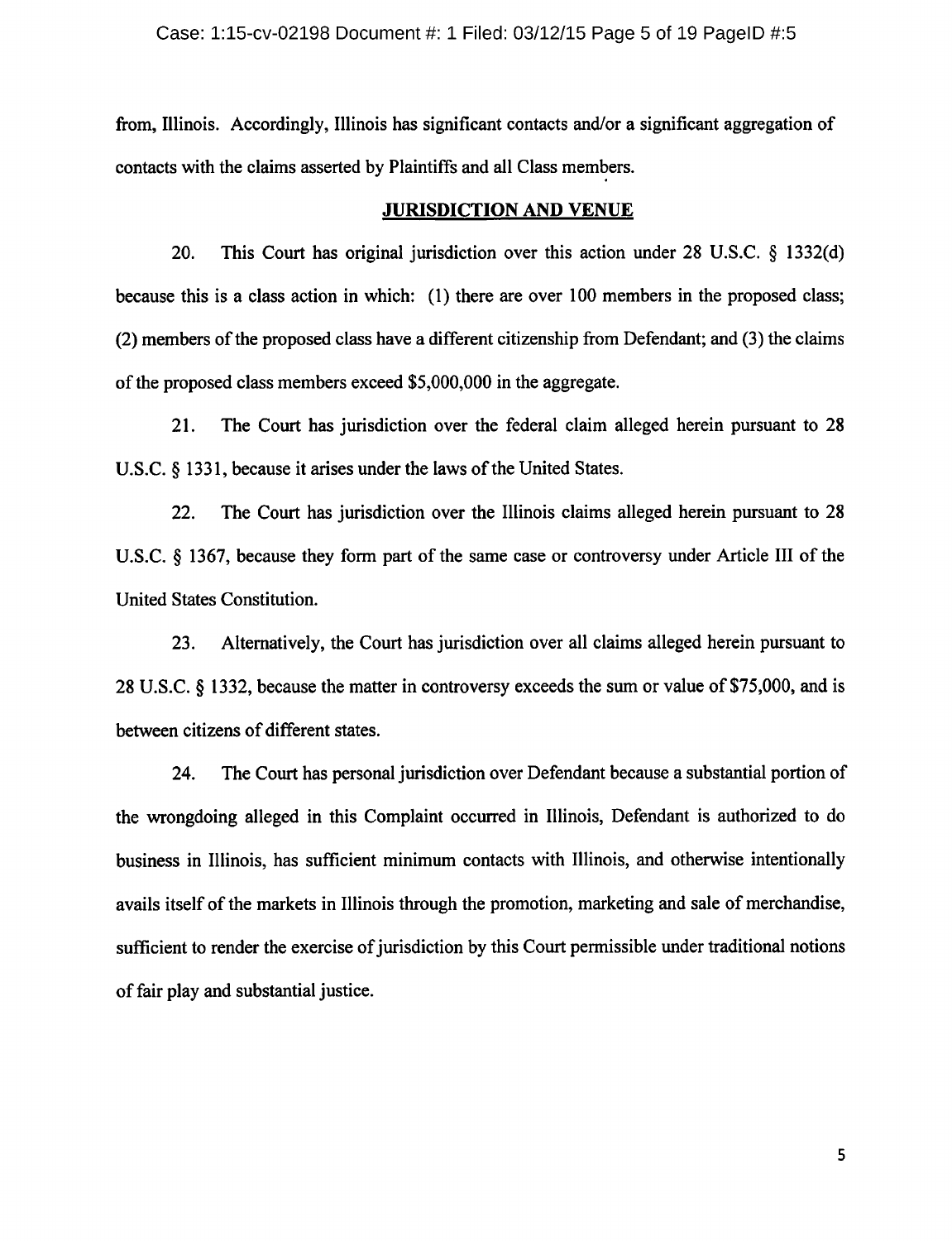from, Illinois. Accordingly, Illinois has significant contacts and/or a significant aggregation of contacts with the claims asserted by Plaintiffs and all Class members.

## JURISDICTION AND VENUE

20. This Court has original jurisdiction over this action under 28 U.S.C. § 1332(d) because this is a class action in which: (1) there are over 100 members in the proposed class; (2) members of the proposed class have a different citizenship from Defendant; and (3) the claims of the proposed class members exceed $5,000,000 in the aggregate.

21. The Court has jurisdiction over the federal claim alleged herein pursuant to 28 U.S.C. § 1331, because it arises under the laws of the United States.

22. The Court has jurisdiction over the Illinois claims alleged herein pursuant to 28 U.S.C. § 1367, because they form part of the same case or controversy under Article III of the United States Constitution.

23. Alternatively, the Court has jurisdiction over all claims alleged herein pursuant to 28 U.S.C. § 1332, because the matter in controversy exceeds the sum or value of $75,000, and is between citizens of different states.

24. The Court has personal jurisdiction over Defendant because a substantial portion of the wrongdoing alleged in this Complaint occurred in Illinois, Defendant is authorized to do business in Illinois, has sufficient minimum contacts with Illinois, and otherwise intentionally avails itself of the markets in Illinois through the promotion, marketing and sale of merchandise, sufficient to render the exercise of jurisdiction by this Court permissible under traditional notions of fair play and substantial justice.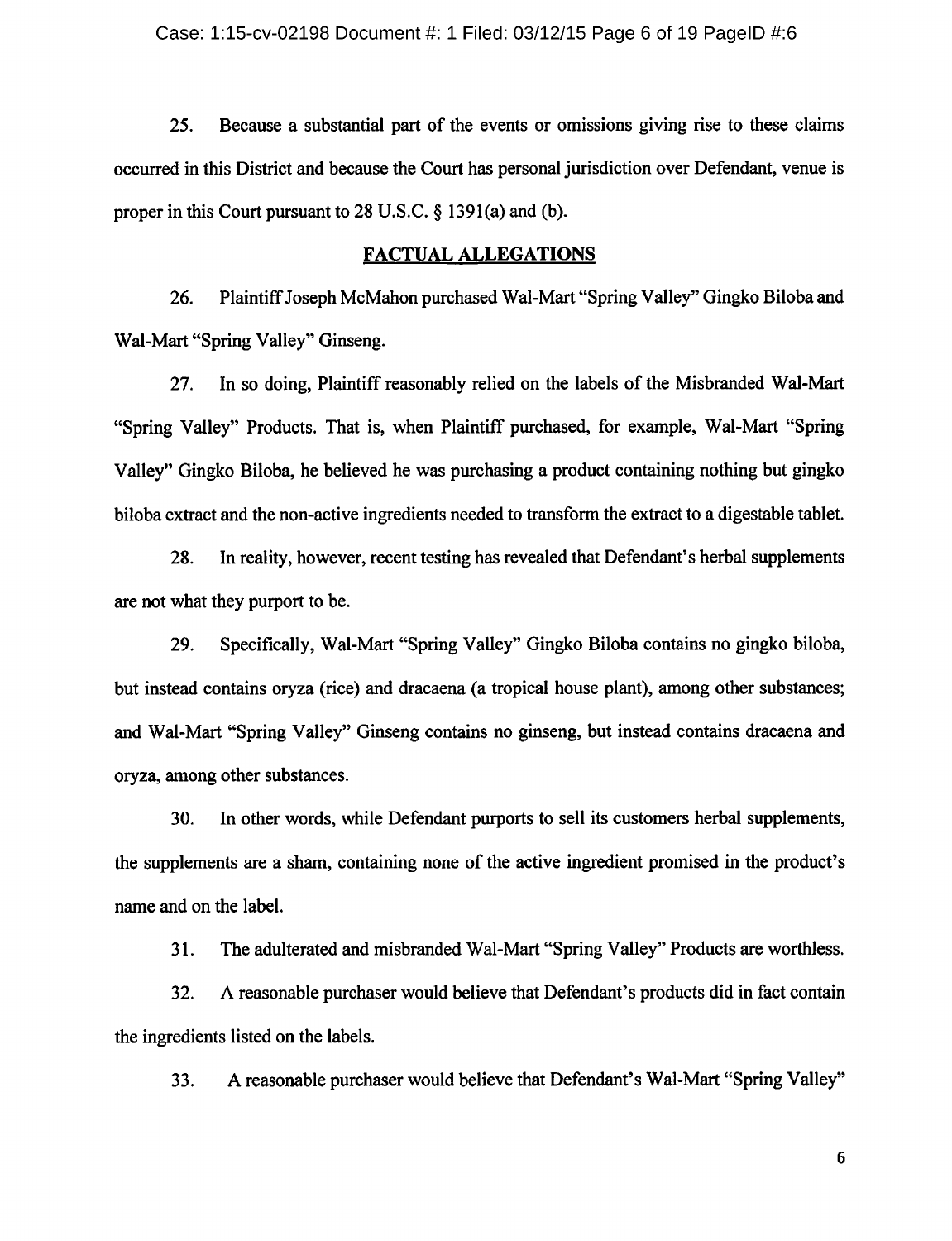25. Because a substantial part of the events or omissions giving rise to these claims occurred in this District and because the Court has personal jurisdiction over Defendant, venue is proper in this Court pursuant to 28 U.S.C. § 1391(a) and (b).

## FACTUAL ALLEGATIONS

26. Plaintiff Joseph McMahon purchased Wal-Mart "Spring Valley" Gingko Biloba and Wal-Mart "Spring Valley" Ginseng.

27. In so doing, Plaintiff reasonably relied on the labels of the Misbranded Wal-Mart "Spring Valley" Products. That is, when Plaintiff purchased, for example, Wal-Mart "Spring Valley" Gingko Biloba, he believed he was purchasing a product containing nothing but gingko biloba extract and the non-active ingredients needed to transform the extract to a digestable tablet.

28. In reality, however, recent testing has revealed that Defendant's herbal supplements are not what they purport to be.

29. Specifically, Wal-Mart "Spring Valley" Gingko Biloba contains no gingko biloba, but instead contains oryza (rice) and dracaena (a tropical house plant), among other substances; and Wal-Mart "Spring Valley" Ginseng contains no ginseng, but instead contains dracaena and oryza, among other substances.

30. In other words, while Defendant purports to sell its customers herbal supplements, the supplements are a sham, containing none of the active ingredient promised in the product's name and on the label.

31. The adulterated and misbranded Wal-Mart "Spring Valley" Products are worthless.

32. A reasonable purchaser would believe that Defendant's products did in fact contain the ingredients listed on the labels.

33. A reasonable purchaser would believe that Defendant's Wal-Mart "Spring Valley"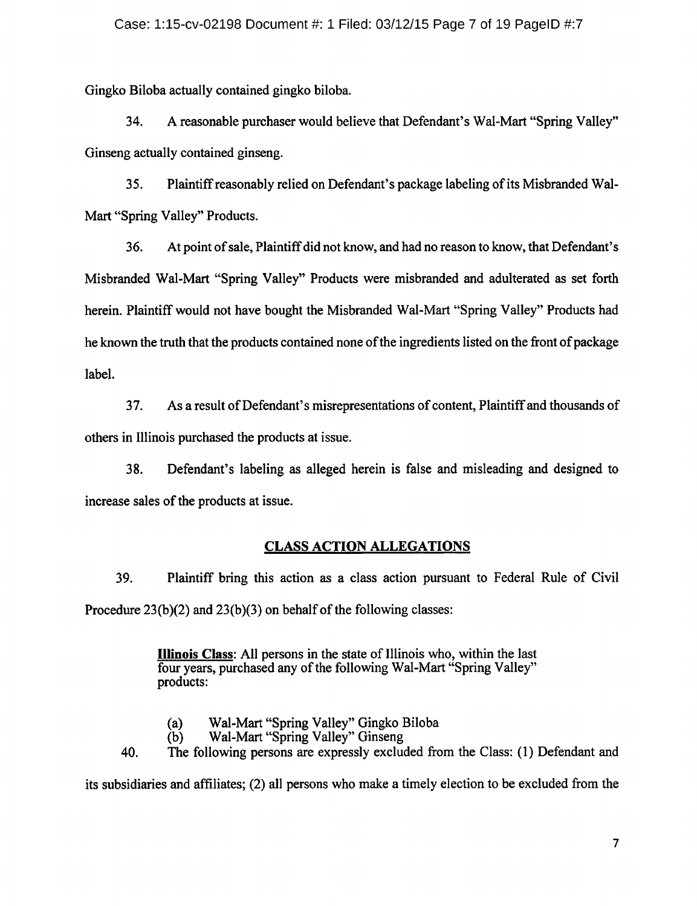Gingko Biloba actually contained gingko biloba.

34. A reasonable purchaser would believe that Defendant's Wal-Mart "Spring Valley" Ginseng actually contained ginseng.

35. Plaintiff reasonably relied on Defendant's package labeling of its Misbranded Wal-Mart "Spring Valley" Products.

36. At point of sale, Plaintiff did not know, and had no reason to know, that Defendant's Misbranded Wal-Mart "Spring Valley" Products were misbranded and adulterated as set forth herein. Plaintiff would not have bought the Misbranded Wal-Mart "Spring Valley" Products had he known the truth that the products contained none of the ingredients listed on the front of package label.

37. As a result of Defendant's misrepresentations of content, Plaintiff and thousands of others in Illinois purchased the products at issue.

38. Defendant's labeling as alleged herein is false and misleading and designed to increase sales of the products at issue.

## CLASS ACTION ALLEGATIONS

39. Plaintiff bring this action as a class action pursuant to Federal Rule of Civil Procedure 23(b)(2) and 23(b)(3) on behalf of the following classes:

> **Illinois Class**: All persons in the state of Illinois who, within the last four years, purchased any of the following Wal-Mart "Spring Valley" products:
>
> (a) Wal-Mart "Spring Valley" Gingko Biloba
> (b) Wal-Mart "Spring Valley" Ginseng

40. The following persons are expressly excluded from the Class: (1) Defendant and its subsidiaries and affiliates; (2) all persons who make a timely election to be excluded from the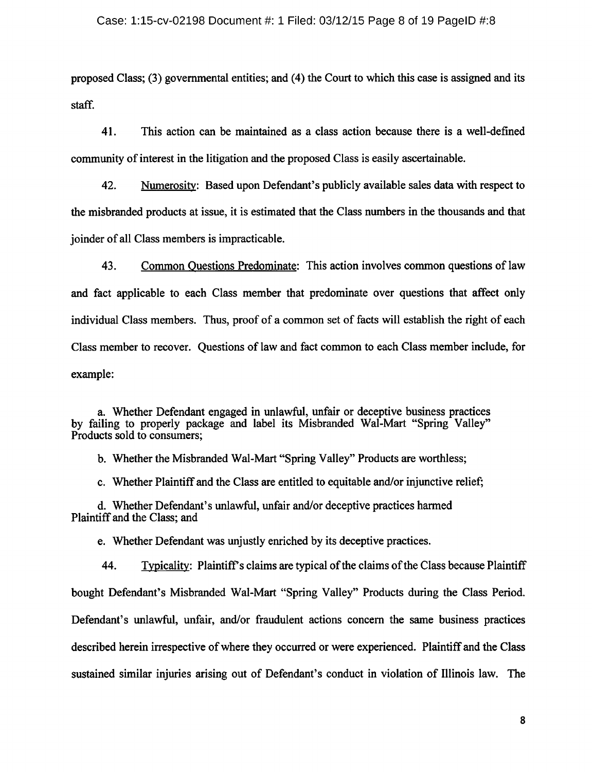proposed Class; (3) governmental entities; and (4) the Court to which this case is assigned and its staff.

41. This action can be maintained as a class action because there is a well-defined community of interest in the litigation and the proposed Class is easily ascertainable.

42. Numerosity: Based upon Defendant's publicly available sales data with respect to the misbranded products at issue, it is estimated that the Class numbers in the thousands and that joinder of all Class members is impracticable.

43. Common Questions Predominate: This action involves common questions of law and fact applicable to each Class member that predominate over questions that affect only individual Class members. Thus, proof of a common set of facts will establish the right of each Class member to recover. Questions of law and fact common to each Class member include, for example:

a. Whether Defendant engaged in unlawful, unfair or deceptive business practices by failing to properly package and label its Misbranded Wal-Mart "Spring Valley" Products sold to consumers;

b. Whether the Misbranded Wal-Mart "Spring Valley" Products are worthless;

c. Whether Plaintiff and the Class are entitled to equitable and/or injunctive relief;

d. Whether Defendant's unlawful, unfair and/or deceptive practices harmed Plaintiff and the Class; and

e. Whether Defendant was unjustly enriched by its deceptive practices.

44. Typicality: Plaintiff's claims are typical of the claims of the Class because Plaintiff bought Defendant's Misbranded Wal-Mart "Spring Valley" Products during the Class Period. Defendant's unlawful, unfair, and/or fraudulent actions concern the same business practices described herein irrespective of where they occurred or were experienced. Plaintiff and the Class sustained similar injuries arising out of Defendant's conduct in violation of Illinois law. The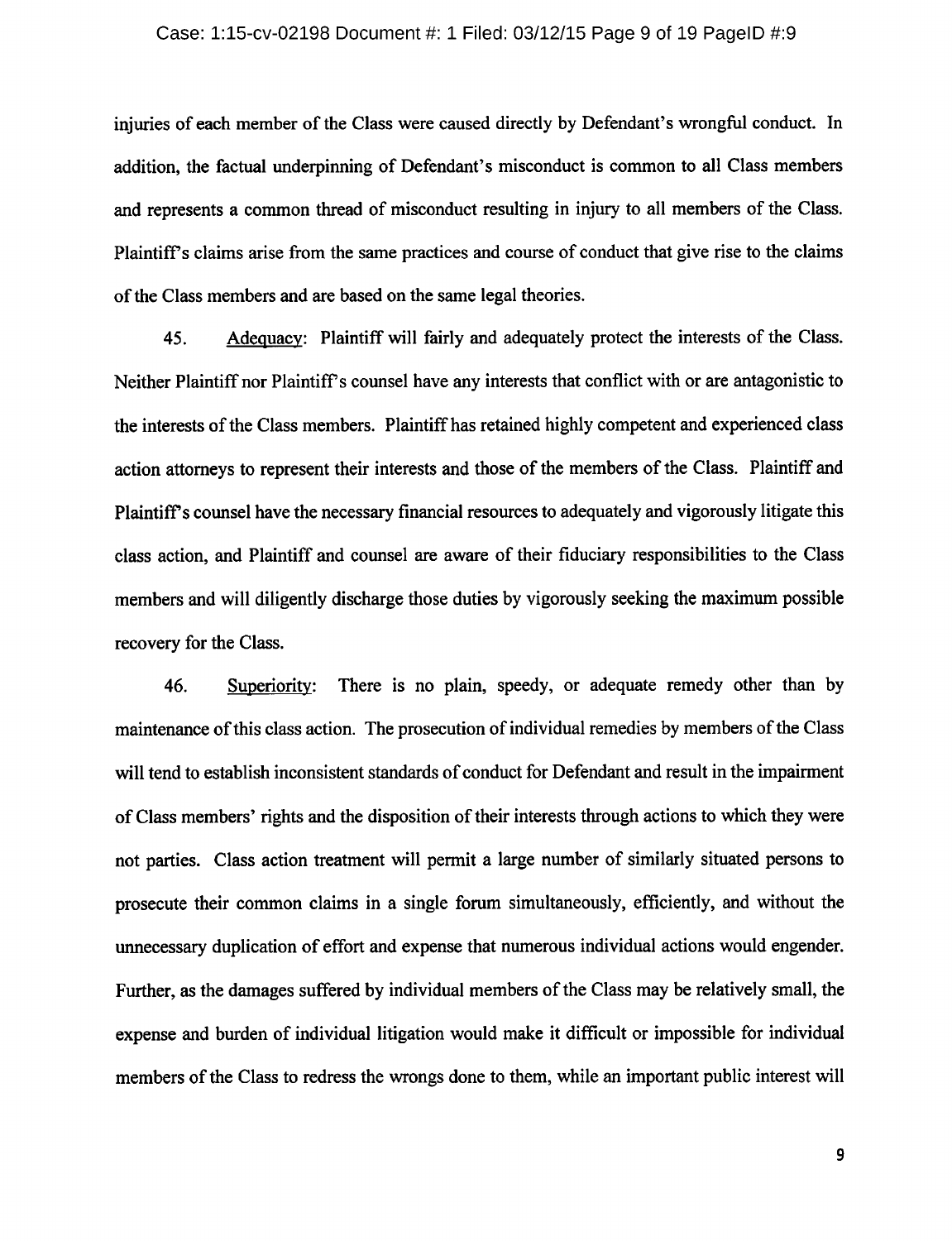injuries of each member of the Class were caused directly by Defendant's wrongful conduct. In addition, the factual underpinning of Defendant's misconduct is common to all Class members and represents a common thread of misconduct resulting in injury to all members of the Class. Plaintiff's claims arise from the same practices and course of conduct that give rise to the claims of the Class members and are based on the same legal theories.

45. Adequacy: Plaintiff will fairly and adequately protect the interests of the Class. Neither Plaintiff nor Plaintiff's counsel have any interests that conflict with or are antagonistic to the interests of the Class members. Plaintiff has retained highly competent and experienced class action attorneys to represent their interests and those of the members of the Class. Plaintiff and Plaintiff's counsel have the necessary financial resources to adequately and vigorously litigate this class action, and Plaintiff and counsel are aware of their fiduciary responsibilities to the Class members and will diligently discharge those duties by vigorously seeking the maximum possible recovery for the Class.

46. Superiority: There is no plain, speedy, or adequate remedy other than by maintenance of this class action. The prosecution of individual remedies by members of the Class will tend to establish inconsistent standards of conduct for Defendant and result in the impairment of Class members' rights and the disposition of their interests through actions to which they were not parties. Class action treatment will permit a large number of similarly situated persons to prosecute their common claims in a single forum simultaneously, efficiently, and without the unnecessary duplication of effort and expense that numerous individual actions would engender. Further, as the damages suffered by individual members of the Class may be relatively small, the expense and burden of individual litigation would make it difficult or impossible for individual members of the Class to redress the wrongs done to them, while an important public interest will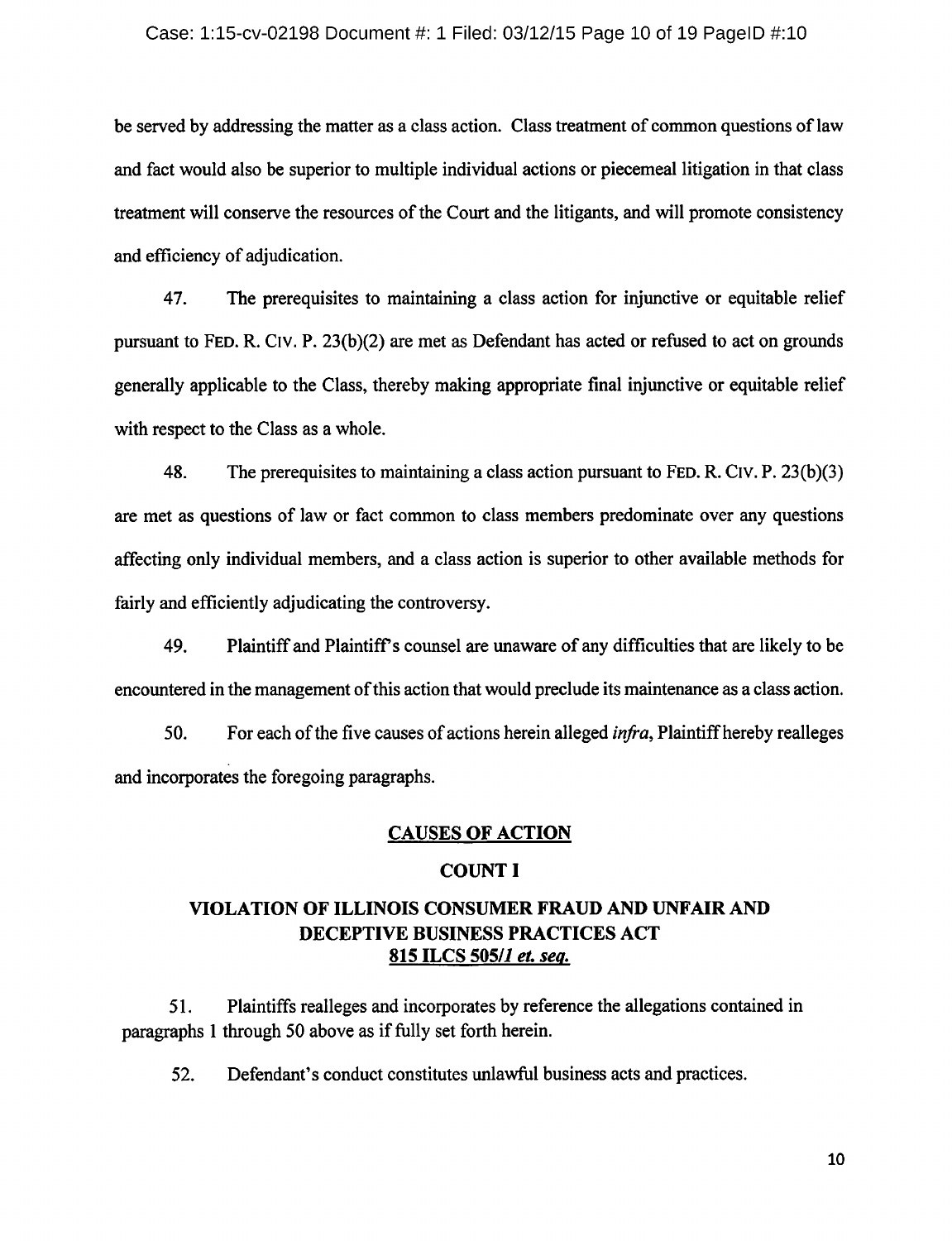be served by addressing the matter as a class action. Class treatment of common questions of law and fact would also be superior to multiple individual actions or piecemeal litigation in that class treatment will conserve the resources of the Court and the litigants, and will promote consistency and efficiency of adjudication.

47. The prerequisites to maintaining a class action for injunctive or equitable relief pursuant to FED. R. CIV. P. 23(b)(2) are met as Defendant has acted or refused to act on grounds generally applicable to the Class, thereby making appropriate final injunctive or equitable relief with respect to the Class as a whole.

48. The prerequisites to maintaining a class action pursuant to FED. R. CIV. P. 23(b)(3) are met as questions of law or fact common to class members predominate over any questions affecting only individual members, and a class action is superior to other available methods for fairly and efficiently adjudicating the controversy.

49. Plaintiff and Plaintiff's counsel are unaware of any difficulties that are likely to be encountered in the management of this action that would preclude its maintenance as a class action.

50. For each of the five causes of actions herein alleged *infra*, Plaintiff hereby realleges and incorporates the foregoing paragraphs.

## CAUSES OF ACTION

## COUNT I

## VIOLATION OF ILLINOIS CONSUMER FRAUD AND UNFAIR AND DECEPTIVE BUSINESS PRACTICES ACT 815 ILCS 505/*1 et. seq.*

51. Plaintiffs realleges and incorporates by reference the allegations contained in paragraphs 1 through 50 above as if fully set forth herein.

52. Defendant's conduct constitutes unlawful business acts and practices.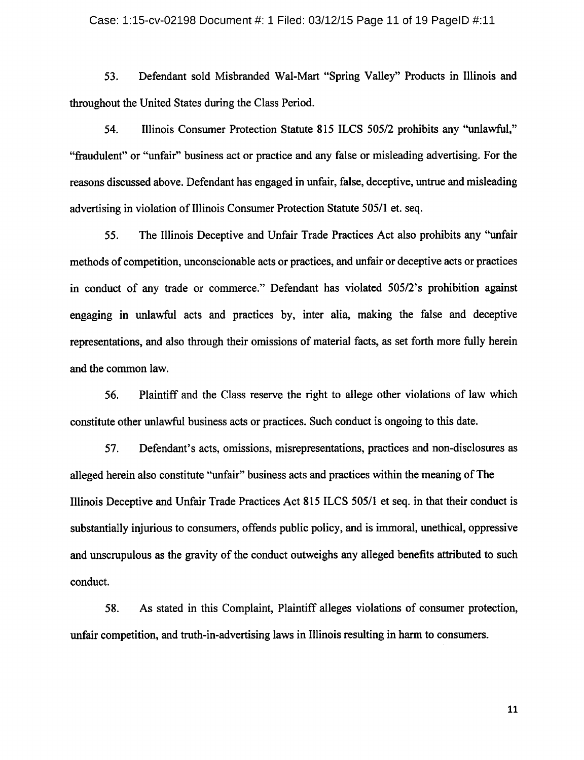53. Defendant sold Misbranded Wal-Mart "Spring Valley" Products in Illinois and throughout the United States during the Class Period.

54. Illinois Consumer Protection Statute 815 ILCS 505/2 prohibits any "unlawful," "fraudulent" or "unfair" business act or practice and any false or misleading advertising. For the reasons discussed above. Defendant has engaged in unfair, false, deceptive, untrue and misleading advertising in violation of Illinois Consumer Protection Statute 505/1 et. seq.

55. The Illinois Deceptive and Unfair Trade Practices Act also prohibits any "unfair methods of competition, unconscionable acts or practices, and unfair or deceptive acts or practices in conduct of any trade or commerce." Defendant has violated 505/2's prohibition against engaging in unlawful acts and practices by, inter alia, making the false and deceptive representations, and also through their omissions of material facts, as set forth more fully herein and the common law.

56. Plaintiff and the Class reserve the right to allege other violations of law which constitute other unlawful business acts or practices. Such conduct is ongoing to this date.

57. Defendant's acts, omissions, misrepresentations, practices and non-disclosures as alleged herein also constitute "unfair" business acts and practices within the meaning of The Illinois Deceptive and Unfair Trade Practices Act 815 ILCS 505/1 et seq. in that their conduct is substantially injurious to consumers, offends public policy, and is immoral, unethical, oppressive and unscrupulous as the gravity of the conduct outweighs any alleged benefits attributed to such conduct.

58. As stated in this Complaint, Plaintiff alleges violations of consumer protection, unfair competition, and truth-in-advertising laws in Illinois resulting in harm to consumers.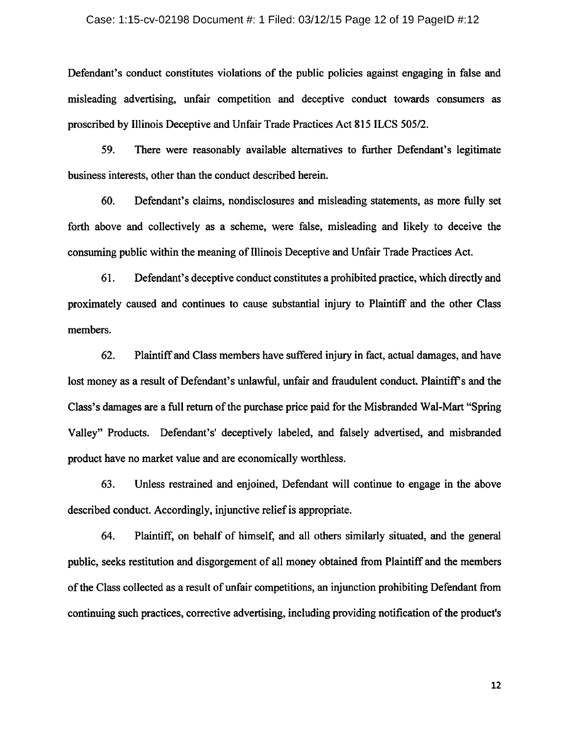Defendant's conduct constitutes violations of the public policies against engaging in false and misleading advertising, unfair competition and deceptive conduct towards consumers as proscribed by Illinois Deceptive and Unfair Trade Practices Act 815 ILCS 505/2.

59. There were reasonably available alternatives to further Defendant's legitimate business interests, other than the conduct described herein.

60. Defendant's claims, nondisclosures and misleading statements, as more fully set forth above and collectively as a scheme, were false, misleading and likely to deceive the consuming public within the meaning of Illinois Deceptive and Unfair Trade Practices Act.

61. Defendant's deceptive conduct constitutes a prohibited practice, which directly and proximately caused and continues to cause substantial injury to Plaintiff and the other Class members.

62. Plaintiff and Class members have suffered injury in fact, actual damages, and have lost money as a result of Defendant's unlawful, unfair and fraudulent conduct. Plaintiff's and the Class's damages are a full return of the purchase price paid for the Misbranded Wal-Mart "Spring Valley" Products. Defendant's' deceptively labeled, and falsely advertised, and misbranded product have no market value and are economically worthless.

63. Unless restrained and enjoined, Defendant will continue to engage in the above described conduct. Accordingly, injunctive relief is appropriate.

64. Plaintiff, on behalf of himself, and all others similarly situated, and the general public, seeks restitution and disgorgement of all money obtained from Plaintiff and the members of the Class collected as a result of unfair competitions, an injunction prohibiting Defendant from continuing such practices, corrective advertising, including providing notification of the product's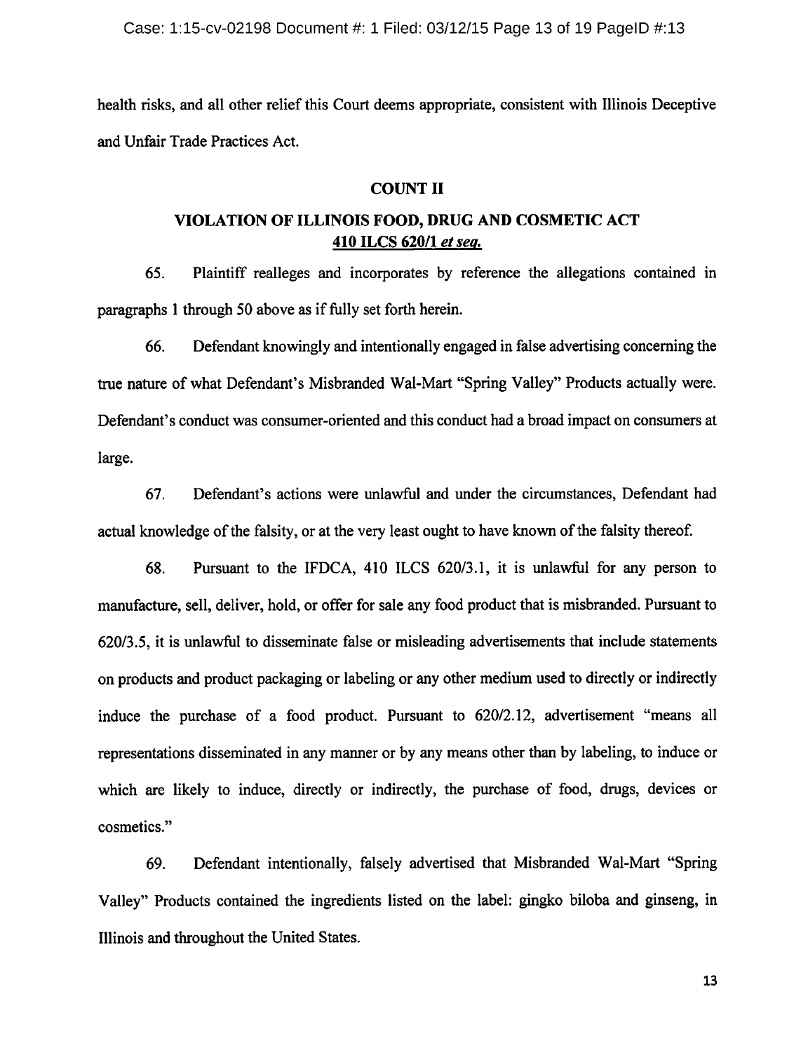health risks, and all other relief this Court deems appropriate, consistent with Illinois Deceptive and Unfair Trade Practices Act.

## COUNT II

## VIOLATION OF ILLINOIS FOOD, DRUG AND COSMETIC ACT 410 ILCS 620/1 *et seq.*

65. Plaintiff realleges and incorporates by reference the allegations contained in paragraphs 1 through 50 above as if fully set forth herein.

66. Defendant knowingly and intentionally engaged in false advertising concerning the true nature of what Defendant's Misbranded Wal-Mart "Spring Valley" Products actually were. Defendant's conduct was consumer-oriented and this conduct had a broad impact on consumers at large.

67. Defendant's actions were unlawful and under the circumstances, Defendant had actual knowledge of the falsity, or at the very least ought to have known of the falsity thereof.

68. Pursuant to the IFDCA, 410 ILCS 620/3.1, it is unlawful for any person to manufacture, sell, deliver, hold, or offer for sale any food product that is misbranded. Pursuant to 620/3.5, it is unlawful to disseminate false or misleading advertisements that include statements on products and product packaging or labeling or any other medium used to directly or indirectly induce the purchase of a food product. Pursuant to 620/2.12, advertisement "means all representations disseminated in any manner or by any means other than by labeling, to induce or which are likely to induce, directly or indirectly, the purchase of food, drugs, devices or cosmetics."

69. Defendant intentionally, falsely advertised that Misbranded Wal-Mart "Spring Valley" Products contained the ingredients listed on the label: gingko biloba and ginseng, in Illinois and throughout the United States.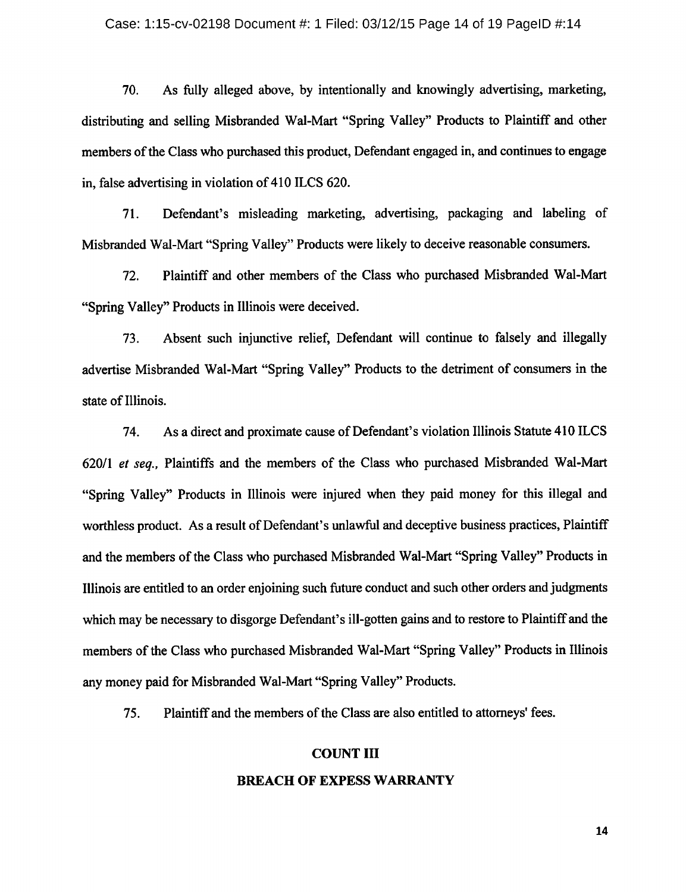70. As fully alleged above, by intentionally and knowingly advertising, marketing, distributing and selling Misbranded Wal-Mart "Spring Valley" Products to Plaintiff and other members of the Class who purchased this product, Defendant engaged in, and continues to engage in, false advertising in violation of 410 ILCS 620.

71. Defendant's misleading marketing, advertising, packaging and labeling of Misbranded Wal-Mart "Spring Valley" Products were likely to deceive reasonable consumers.

72. Plaintiff and other members of the Class who purchased Misbranded Wal-Mart "Spring Valley" Products in Illinois were deceived.

73. Absent such injunctive relief, Defendant will continue to falsely and illegally advertise Misbranded Wal-Mart "Spring Valley" Products to the detriment of consumers in the state of Illinois.

74. As a direct and proximate cause of Defendant's violation Illinois Statute 410 ILCS 620/1 *et seq.*, Plaintiffs and the members of the Class who purchased Misbranded Wal-Mart "Spring Valley" Products in Illinois were injured when they paid money for this illegal and worthless product. As a result of Defendant's unlawful and deceptive business practices, Plaintiff and the members of the Class who purchased Misbranded Wal-Mart "Spring Valley" Products in Illinois are entitled to an order enjoining such future conduct and such other orders and judgments which may be necessary to disgorge Defendant's ill-gotten gains and to restore to Plaintiff and the members of the Class who purchased Misbranded Wal-Mart "Spring Valley" Products in Illinois any money paid for Misbranded Wal-Mart "Spring Valley" Products.

75. Plaintiff and the members of the Class are also entitled to attorneys' fees.

## COUNT III

## BREACH OF EXPESS WARRANTY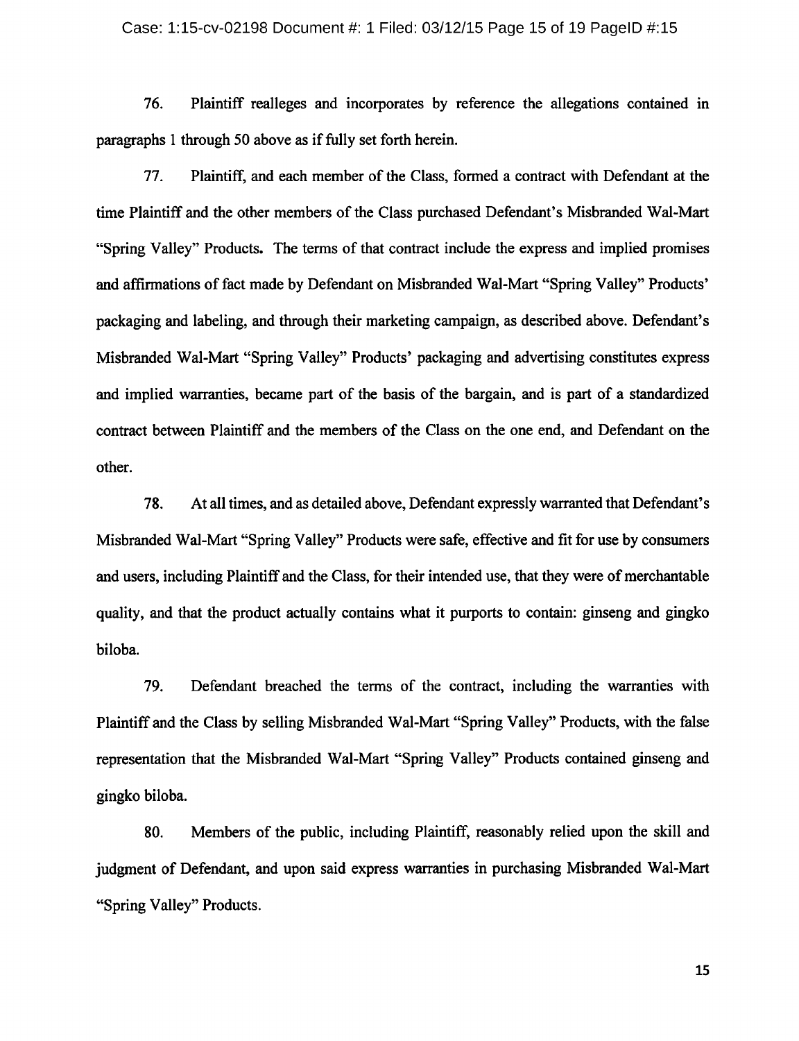76. Plaintiff realleges and incorporates by reference the allegations contained in paragraphs 1 through 50 above as if fully set forth herein.

77. Plaintiff, and each member of the Class, formed a contract with Defendant at the time Plaintiff and the other members of the Class purchased Defendant's Misbranded Wal-Mart "Spring Valley" Products. The terms of that contract include the express and implied promises and affirmations of fact made by Defendant on Misbranded Wal-Mart "Spring Valley" Products' packaging and labeling, and through their marketing campaign, as described above. Defendant's Misbranded Wal-Mart "Spring Valley" Products' packaging and advertising constitutes express and implied warranties, became part of the basis of the bargain, and is part of a standardized contract between Plaintiff and the members of the Class on the one end, and Defendant on the other.

78. At all times, and as detailed above, Defendant expressly warranted that Defendant's Misbranded Wal-Mart "Spring Valley" Products were safe, effective and fit for use by consumers and users, including Plaintiff and the Class, for their intended use, that they were of merchantable quality, and that the product actually contains what it purports to contain: ginseng and gingko biloba.

79. Defendant breached the terms of the contract, including the warranties with Plaintiff and the Class by selling Misbranded Wal-Mart "Spring Valley" Products, with the false representation that the Misbranded Wal-Mart "Spring Valley" Products contained ginseng and gingko biloba.

80. Members of the public, including Plaintiff, reasonably relied upon the skill and judgment of Defendant, and upon said express warranties in purchasing Misbranded Wal-Mart "Spring Valley" Products.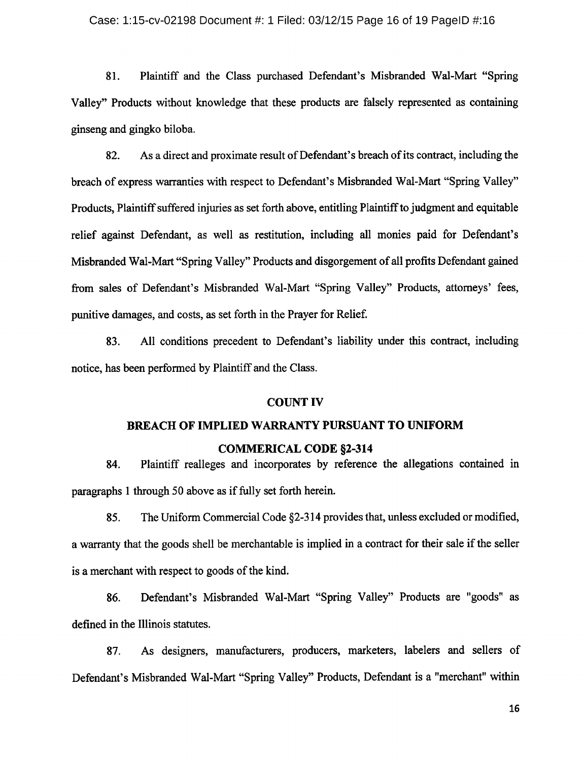81. Plaintiff and the Class purchased Defendant's Misbranded Wal-Mart "Spring Valley" Products without knowledge that these products are falsely represented as containing ginseng and gingko biloba.

82. As a direct and proximate result of Defendant's breach of its contract, including the breach of express warranties with respect to Defendant's Misbranded Wal-Mart "Spring Valley" Products, Plaintiff suffered injuries as set forth above, entitling Plaintiff to judgment and equitable relief against Defendant, as well as restitution, including all monies paid for Defendant's Misbranded Wal-Mart "Spring Valley" Products and disgorgement of all profits Defendant gained from sales of Defendant's Misbranded Wal-Mart "Spring Valley" Products, attorneys' fees, punitive damages, and costs, as set forth in the Prayer for Relief.

83. All conditions precedent to Defendant's liability under this contract, including notice, has been performed by Plaintiff and the Class.

## COUNT IV

## BREACH OF IMPLIED WARRANTY PURSUANT TO UNIFORM COMMERICAL CODE §2-314

84. Plaintiff realleges and incorporates by reference the allegations contained in paragraphs 1 through 50 above as if fully set forth herein.

85. The Uniform Commercial Code §2-314 provides that, unless excluded or modified, a warranty that the goods shell be merchantable is implied in a contract for their sale if the seller is a merchant with respect to goods of the kind.

86. Defendant's Misbranded Wal-Mart "Spring Valley" Products are "goods" as defined in the Illinois statutes.

87. As designers, manufacturers, producers, marketers, labelers and sellers of Defendant's Misbranded Wal-Mart "Spring Valley" Products, Defendant is a "merchant" within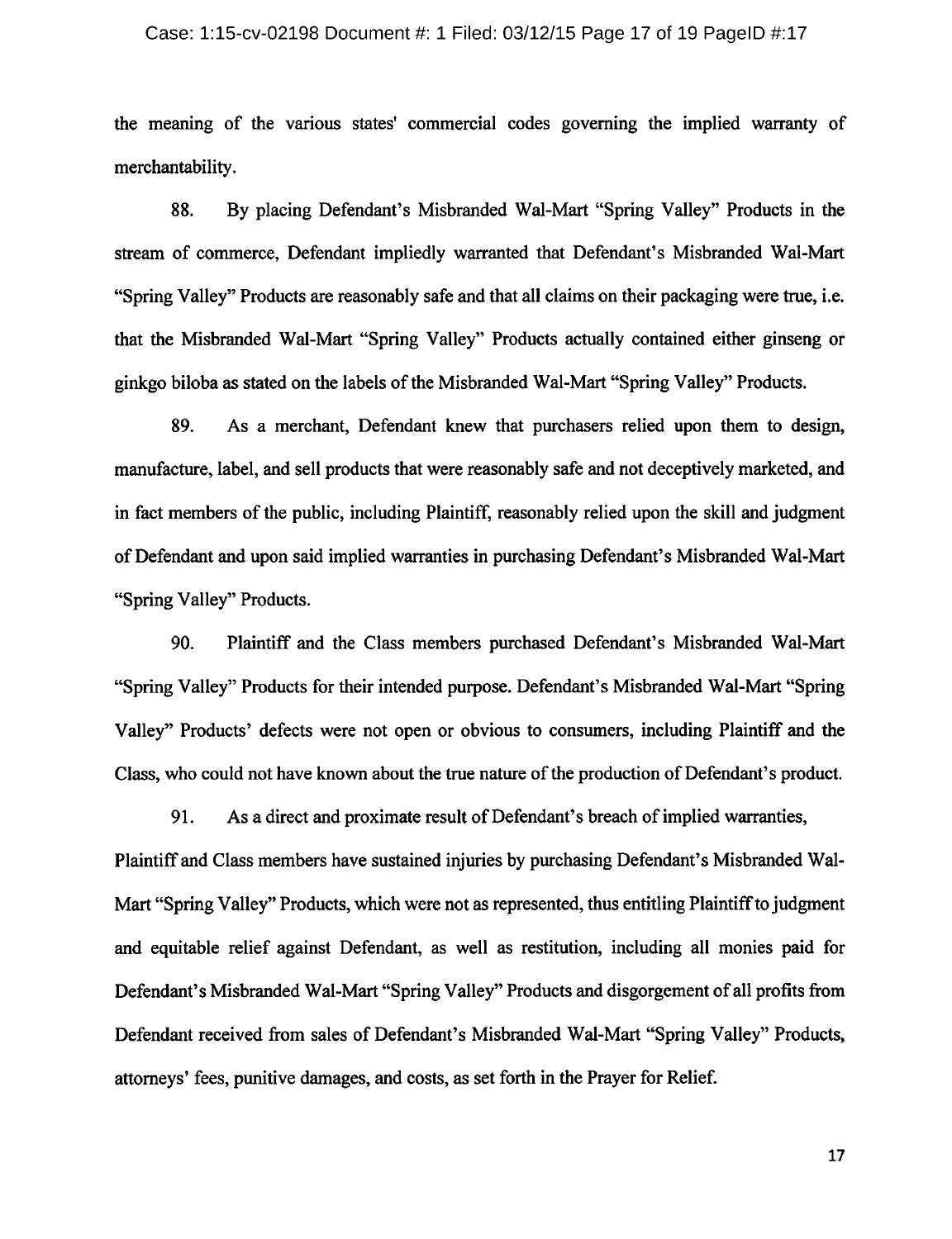the meaning of the various states' commercial codes governing the implied warranty of merchantability.

88. By placing Defendant's Misbranded Wal-Mart "Spring Valley" Products in the stream of commerce, Defendant impliedly warranted that Defendant's Misbranded Wal-Mart "Spring Valley" Products are reasonably safe and that all claims on their packaging were true, i.e. that the Misbranded Wal-Mart "Spring Valley" Products actually contained either ginseng or ginkgo biloba as stated on the labels of the Misbranded Wal-Mart "Spring Valley" Products.

89. As a merchant, Defendant knew that purchasers relied upon them to design, manufacture, label, and sell products that were reasonably safe and not deceptively marketed, and in fact members of the public, including Plaintiff, reasonably relied upon the skill and judgment of Defendant and upon said implied warranties in purchasing Defendant's Misbranded Wal-Mart "Spring Valley" Products.

90. Plaintiff and the Class members purchased Defendant's Misbranded Wal-Mart "Spring Valley" Products for their intended purpose. Defendant's Misbranded Wal-Mart "Spring Valley" Products' defects were not open or obvious to consumers, including Plaintiff and the Class, who could not have known about the true nature of the production of Defendant's product.

91. As a direct and proximate result of Defendant's breach of implied warranties, Plaintiff and Class members have sustained injuries by purchasing Defendant's Misbranded Wal-Mart "Spring Valley" Products, which were not as represented, thus entitling Plaintiff to judgment and equitable relief against Defendant, as well as restitution, including all monies paid for Defendant's Misbranded Wal-Mart "Spring Valley" Products and disgorgement of all profits from Defendant received from sales of Defendant's Misbranded Wal-Mart "Spring Valley" Products, attorneys' fees, punitive damages, and costs, as set forth in the Prayer for Relief.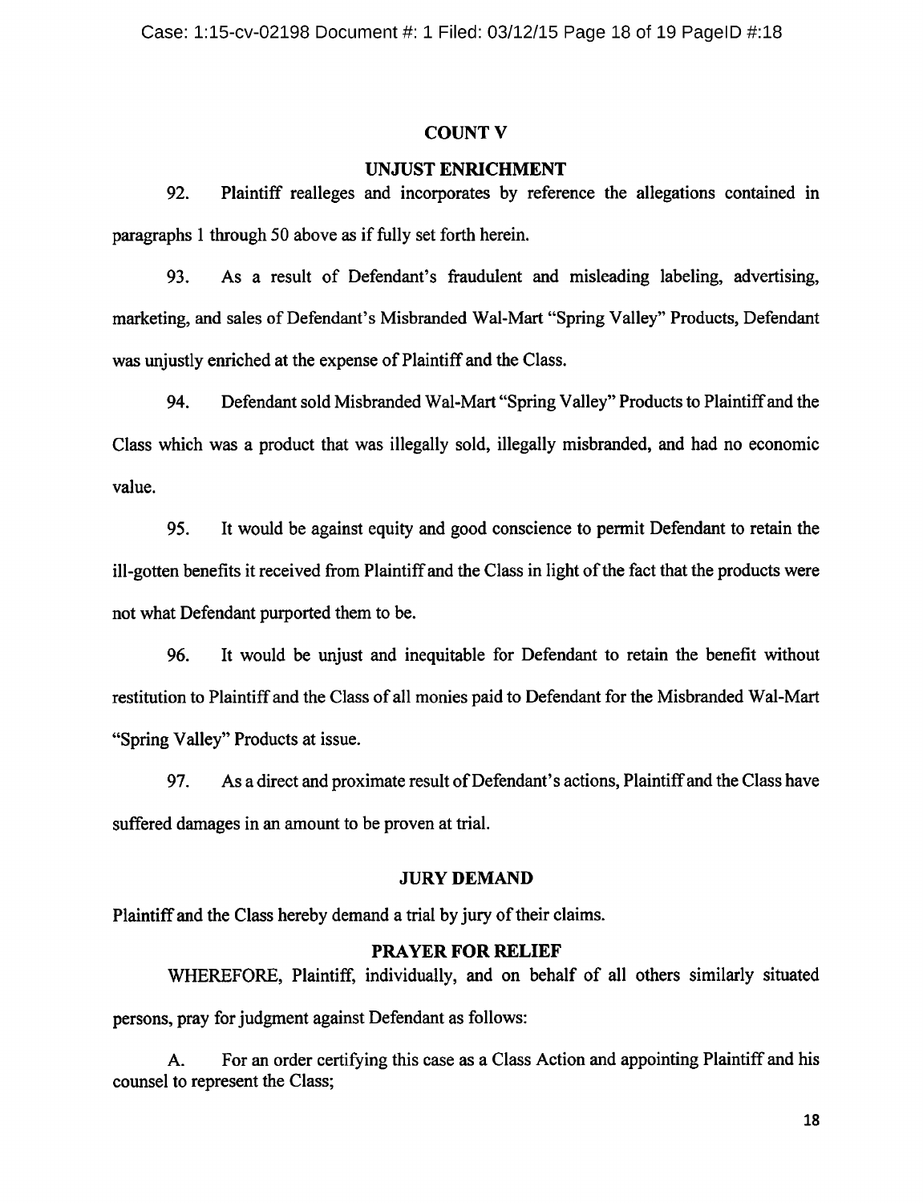## COUNT V

## UNJUST ENRICHMENT

92. Plaintiff realleges and incorporates by reference the allegations contained in paragraphs 1 through 50 above as if fully set forth herein.

93. As a result of Defendant's fraudulent and misleading labeling, advertising, marketing, and sales of Defendant's Misbranded Wal-Mart "Spring Valley" Products, Defendant was unjustly enriched at the expense of Plaintiff and the Class.

94. Defendant sold Misbranded Wal-Mart "Spring Valley" Products to Plaintiff and the Class which was a product that was illegally sold, illegally misbranded, and had no economic value.

95. It would be against equity and good conscience to permit Defendant to retain the ill-gotten benefits it received from Plaintiff and the Class in light of the fact that the products were not what Defendant purported them to be.

96. It would be unjust and inequitable for Defendant to retain the benefit without restitution to Plaintiff and the Class of all monies paid to Defendant for the Misbranded Wal-Mart "Spring Valley" Products at issue.

97. As a direct and proximate result of Defendant's actions, Plaintiff and the Class have suffered damages in an amount to be proven at trial.

## JURY DEMAND

Plaintiff and the Class hereby demand a trial by jury of their claims.

## PRAYER FOR RELIEF

WHEREFORE, Plaintiff, individually, and on behalf of all others similarly situated persons, pray for judgment against Defendant as follows:

A. For an order certifying this case as a Class Action and appointing Plaintiff and his counsel to represent the Class;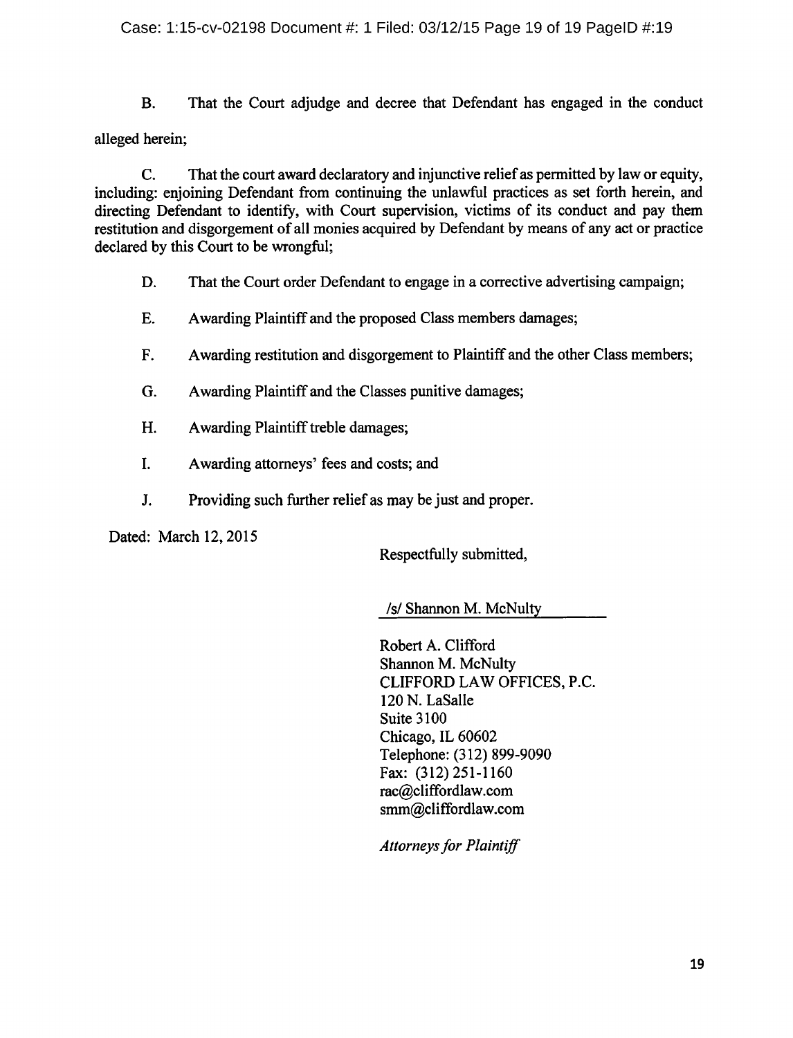B. That the Court adjudge and decree that Defendant has engaged in the conduct alleged herein;

C. That the court award declaratory and injunctive relief as permitted by law or equity, including: enjoining Defendant from continuing the unlawful practices as set forth herein, and directing Defendant to identify, with Court supervision, victims of its conduct and pay them restitution and disgorgement of all monies acquired by Defendant by means of any act or practice declared by this Court to be wrongful;

D. That the Court order Defendant to engage in a corrective advertising campaign;

E. Awarding Plaintiff and the proposed Class members damages;

F. Awarding restitution and disgorgement to Plaintiff and the other Class members;

G. Awarding Plaintiff and the Classes punitive damages;

H. Awarding Plaintiff treble damages;

I. Awarding attorneys' fees and costs; and

J. Providing such further relief as may be just and proper.

Dated: March 12, 2015

Respectfully submitted,

/s/ Shannon M. McNulty

Robert A. Clifford
Shannon M. McNulty
CLIFFORD LAW OFFICES, P.C.
120 N. LaSalle
Suite 3100
Chicago, IL 60602
Telephone: (312) 899-9090
Fax: (312) 251-1160
rac@cliffordlaw.com
smm@cliffordlaw.com

*Attorneys for Plaintiff*